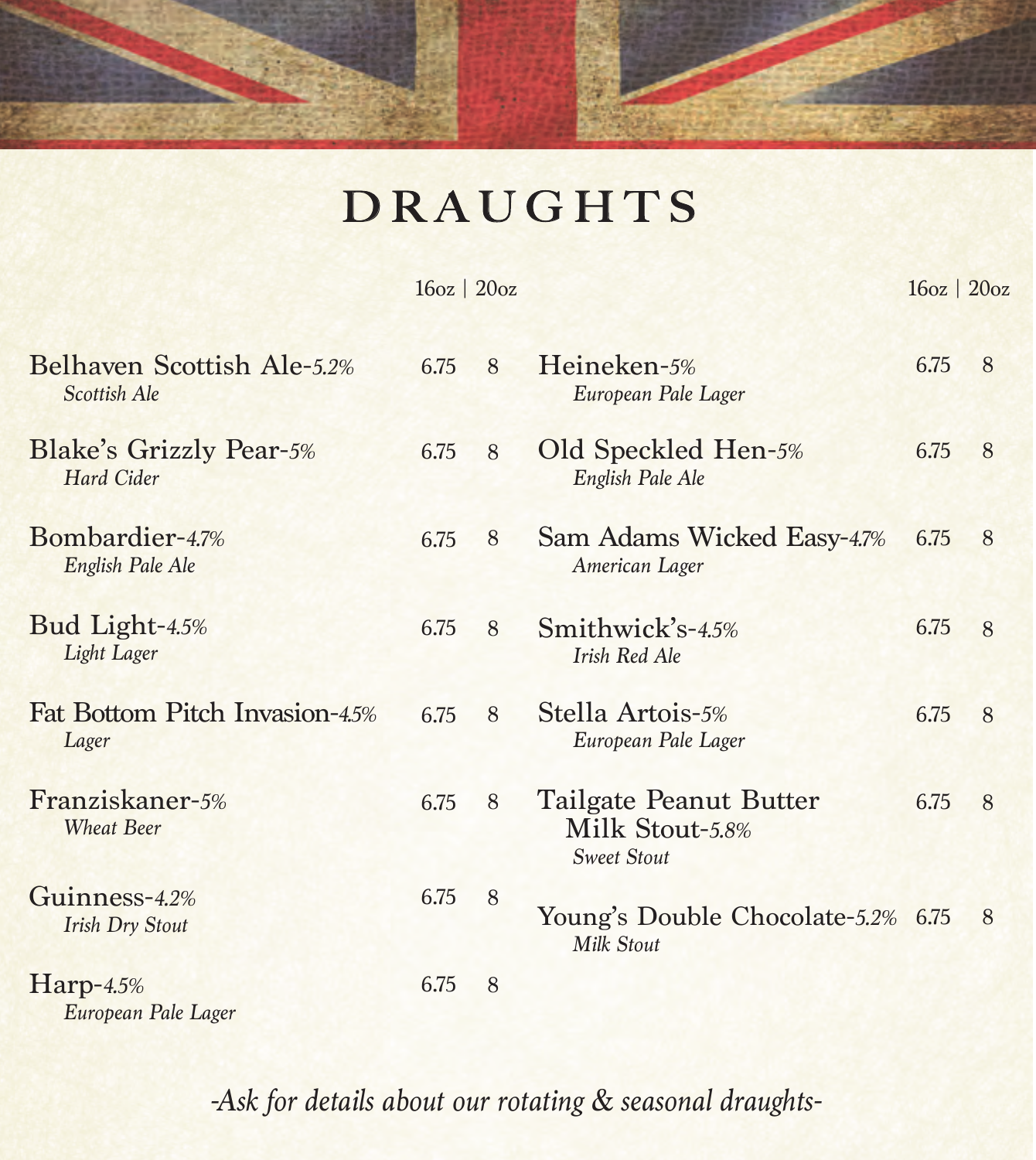# DRAUGHTS

| Beer | Style | ABV | 16oz | 20oz |
|---|---|---|---|---|
| Belhaven Scottish Ale | *Scottish Ale* | 5.2% | 6.75 | 8 |
| Blake's Grizzly Pear | *Hard Cider* | 5% | 6.75 | 8 |
| Bombardier | *English Pale Ale* | 4.7% | 6.75 | 8 |
| Bud Light | *Light Lager* | 4.5% | 6.75 | 8 |
| Fat Bottom Pitch Invasion | *Lager* | 4.5% | 6.75 | 8 |
| Franziskaner | *Wheat Beer* | 5% | 6.75 | 8 |
| Guinness | *Irish Dry Stout* | 4.2% | 6.75 | 8 |
| Harp | *European Pale Lager* | 4.5% | 6.75 | 8 |
| Heineken | *European Pale Lager* | 5% | 6.75 | 8 |
| Old Speckled Hen | *English Pale Ale* | 5% | 6.75 | 8 |
| Sam Adams Wicked Easy | *American Lager* | 4.7% | 6.75 | 8 |
| Smithwick's | *Irish Red Ale* | 4.5% | 6.75 | 8 |
| Stella Artois | *European Pale Lager* | 5% | 6.75 | 8 |
| Tailgate Peanut Butter Milk Stout | *Sweet Stout* | 5.8% | 6.75 | 8 |
| Young's Double Chocolate | *Milk Stout* | 5.2% | 6.75 | 8 |

*-Ask for details about our rotating & seasonal draughts-*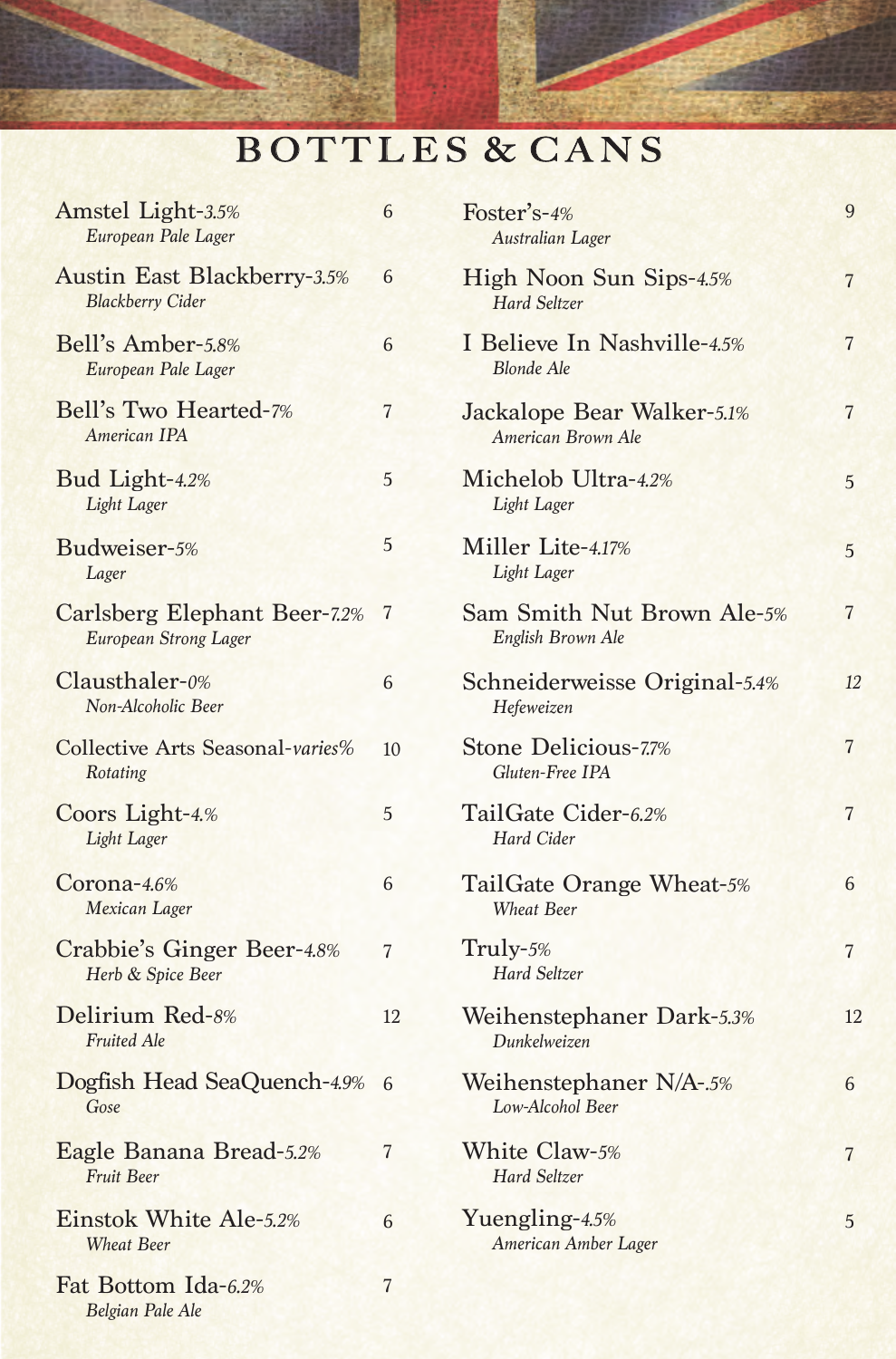# BOTTLES & CANS

Amstel Light-*3.5%* 6
*European Pale Lager*

Austin East Blackberry-*3.5%* 6
*Blackberry Cider*

Bell's Amber-*5.8%* 6
*European Pale Lager*

Bell's Two Hearted-*7%* 7
*American IPA*

Bud Light-*4.2%* 5
*Light Lager*

Budweiser-*5%* 5
*Lager*

Carlsberg Elephant Beer-*7.2%* 7
*European Strong Lager*

Clausthaler-*0%* 6
*Non-Alcoholic Beer*

Collective Arts Seasonal-*varies%* 10
*Rotating*

Coors Light-*4.%* 5
*Light Lager*

Corona-*4.6%* 6
*Mexican Lager*

Crabbie's Ginger Beer-*4.8%* 7
*Herb & Spice Beer*

Delirium Red-*8%* 12
*Fruited Ale*

Dogfish Head SeaQuench-*4.9%* 6
*Gose*

Eagle Banana Bread-*5.2%* 7
*Fruit Beer*

Einstok White Ale-*5.2%* 6
*Wheat Beer*

Fat Bottom Ida-*6.2%* 7
*Belgian Pale Ale*

Foster's-*4%* 9
*Australian Lager*

High Noon Sun Sips-*4.5%* 7
*Hard Seltzer*

I Believe In Nashville-*4.5%* 7
*Blonde Ale*

Jackalope Bear Walker-*5.1%* 7
*American Brown Ale*

Michelob Ultra-*4.2%* 5
*Light Lager*

Miller Lite-*4.17%* 5
*Light Lager*

Sam Smith Nut Brown Ale-*5%* 7
*English Brown Ale*

Schneiderweisse Original-*5.4%* 12
*Hefeweizen*

Stone Delicious-*7.7%* 7
*Gluten-Free IPA*

TailGate Cider-*6.2%* 7
*Hard Cider*

TailGate Orange Wheat-*5%* 6
*Wheat Beer*

Truly-*5%* 7
*Hard Seltzer*

Weihenstephaner Dark-*5.3%* 12
*Dunkelweizen*

Weihenstephaner N/A-*.5%* 6
*Low-Alcohol Beer*

White Claw-*5%* 7
*Hard Seltzer*

Yuengling-*4.5%* 5
*American Amber Lager*